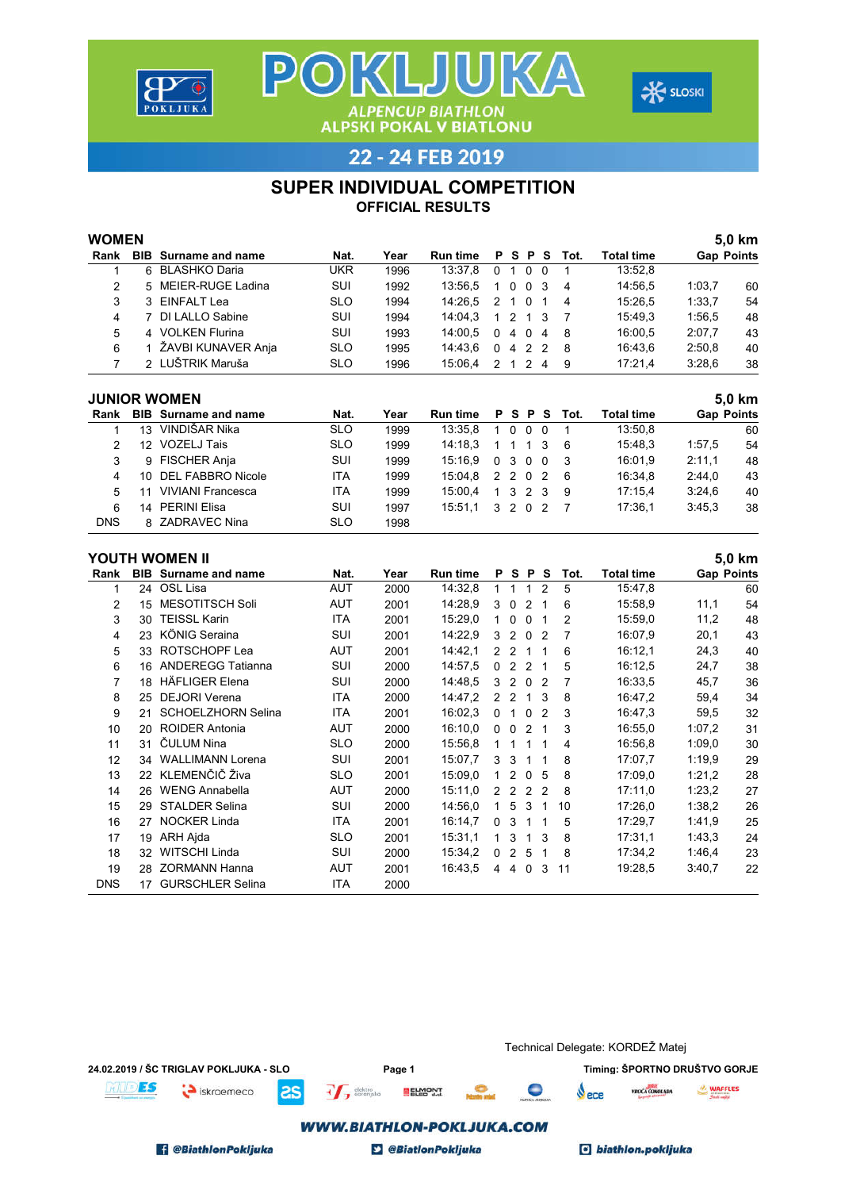# POKLJUKA

ALPENCUP BIATHLON
ALPSKI POKAL V BIATLONU

22 - 24 FEB 2019

## SUPER INDIVIDUAL COMPETITION

### OFFICIAL RESULTS

### WOMEN

5,0 km

| Rank | BIB | Surname and name | Nat. | Year | Run time | P | S | P | S | Tot. | Total time | Gap | Points |
|---|---|---|---|---|---|---|---|---|---|---|---|---|---|
| 1 | 6 | BLASHKO Daria | UKR | 1996 | 13:37,8 | 0 | 1 | 0 | 0 | 1 | 13:52,8 | | |
| 2 | 5 | MEIER-RUGE Ladina | SUI | 1992 | 13:56,5 | 1 | 0 | 0 | 3 | 4 | 14:56,5 | 1:03,7 | 60 |
| 3 | 3 | EINFALT Lea | SLO | 1994 | 14:26,5 | 2 | 1 | 0 | 1 | 4 | 15:26,5 | 1:33,7 | 54 |
| 4 | 7 | DI LALLO Sabine | SUI | 1994 | 14:04,3 | 1 | 2 | 1 | 3 | 7 | 15:49,3 | 1:56,5 | 48 |
| 5 | 4 | VOLKEN Flurina | SUI | 1993 | 14:00,5 | 0 | 4 | 0 | 4 | 8 | 16:00,5 | 2:07,7 | 43 |
| 6 | 1 | ŽAVBI KUNAVER Anja | SLO | 1995 | 14:43,6 | 0 | 4 | 2 | 2 | 8 | 16:43,6 | 2:50,8 | 40 |
| 7 | 2 | LUŠTRIK Maruša | SLO | 1996 | 15:06,4 | 2 | 1 | 2 | 4 | 9 | 17:21,4 | 3:28,6 | 38 |

### JUNIOR WOMEN

5,0 km

| Rank | BIB | Surname and name | Nat. | Year | Run time | P | S | P | S | Tot. | Total time | Gap | Points |
|---|---|---|---|---|---|---|---|---|---|---|---|---|---|
| 1 | 13 | VINDIŠAR Nika | SLO | 1999 | 13:35,8 | 1 | 0 | 0 | 0 | 1 | 13:50,8 | | 60 |
| 2 | 12 | VOZELJ Tais | SLO | 1999 | 14:18,3 | 1 | 1 | 1 | 3 | 6 | 15:48,3 | 1:57,5 | 54 |
| 3 | 9 | FISCHER Anja | SUI | 1999 | 15:16,9 | 0 | 3 | 0 | 0 | 3 | 16:01,9 | 2:11,1 | 48 |
| 4 | 10 | DEL FABBRO Nicole | ITA | 1999 | 15:04,8 | 2 | 2 | 0 | 2 | 6 | 16:34,8 | 2:44,0 | 43 |
| 5 | 11 | VIVIANI Francesca | ITA | 1999 | 15:00,4 | 1 | 3 | 2 | 3 | 9 | 17:15,4 | 3:24,6 | 40 |
| 6 | 14 | PERINI Elisa | SUI | 1997 | 15:51,1 | 3 | 2 | 0 | 2 | 7 | 17:36,1 | 3:45,3 | 38 |
| DNS | 8 | ZADRAVEC Nina | SLO | 1998 | | | | | | | | | |

### YOUTH WOMEN II

5,0 km

| Rank | BIB | Surname and name | Nat. | Year | Run time | P | S | P | S | Tot. | Total time | Gap | Points |
|---|---|---|---|---|---|---|---|---|---|---|---|---|---|
| 1 | 24 | OSL Lisa | AUT | 2000 | 14:32,8 | 1 | 1 | 1 | 2 | 5 | 15:47,8 | | 60 |
| 2 | 15 | MESOTITSCH Soli | AUT | 2001 | 14:28,9 | 3 | 0 | 2 | 1 | 6 | 15:58,9 | 11,1 | 54 |
| 3 | 30 | TEISSL Karin | ITA | 2001 | 15:29,0 | 1 | 0 | 0 | 1 | 2 | 15:59,0 | 11,2 | 48 |
| 4 | 23 | KÖNIG Seraina | SUI | 2001 | 14:22,9 | 3 | 2 | 0 | 2 | 7 | 16:07,9 | 20,1 | 43 |
| 5 | 33 | ROTSCHOPF Lea | AUT | 2001 | 14:42,1 | 2 | 2 | 1 | 1 | 6 | 16:12,1 | 24,3 | 40 |
| 6 | 16 | ANDEREGG Tatianna | SUI | 2000 | 14:57,5 | 0 | 2 | 2 | 1 | 5 | 16:12,5 | 24,7 | 38 |
| 7 | 18 | HÄFLIGER Elena | SUI | 2000 | 14:48,5 | 3 | 2 | 0 | 2 | 7 | 16:33,5 | 45,7 | 36 |
| 8 | 25 | DEJORI Verena | ITA | 2000 | 14:47,2 | 2 | 2 | 1 | 3 | 8 | 16:47,2 | 59,4 | 34 |
| 9 | 21 | SCHOELZHORN Selina | ITA | 2001 | 16:02,3 | 0 | 1 | 0 | 2 | 3 | 16:47,3 | 59,5 | 32 |
| 10 | 20 | ROIDER Antonia | AUT | 2000 | 16:10,0 | 0 | 0 | 2 | 1 | 3 | 16:55,0 | 1:07,2 | 31 |
| 11 | 31 | ČULUM Nina | SLO | 2000 | 15:56,8 | 1 | 1 | 1 | 1 | 4 | 16:56,8 | 1:09,0 | 30 |
| 12 | 34 | WALLIMANN Lorena | SUI | 2001 | 15:07,7 | 3 | 3 | 1 | 1 | 8 | 17:07,7 | 1:19,9 | 29 |
| 13 | 22 | KLEMENČIČ Živa | SLO | 2001 | 15:09,0 | 1 | 2 | 0 | 5 | 8 | 17:09,0 | 1:21,2 | 28 |
| 14 | 26 | WENG Annabella | AUT | 2000 | 15:11,0 | 2 | 2 | 2 | 2 | 8 | 17:11,0 | 1:23,2 | 27 |
| 15 | 29 | STALDER Selina | SUI | 2000 | 14:56,0 | 1 | 5 | 3 | 1 | 10 | 17:26,0 | 1:38,2 | 26 |
| 16 | 27 | NOCKER Linda | ITA | 2001 | 16:14,7 | 0 | 3 | 1 | 1 | 5 | 17:29,7 | 1:41,9 | 25 |
| 17 | 19 | ARH Ajda | SLO | 2001 | 15:31,1 | 1 | 3 | 1 | 3 | 8 | 17:31,1 | 1:43,3 | 24 |
| 18 | 32 | WITSCHI Linda | SUI | 2000 | 15:34,2 | 0 | 2 | 5 | 1 | 8 | 17:34,2 | 1:46,4 | 23 |
| 19 | 28 | ZORMANN Hanna | AUT | 2001 | 16:43,5 | 4 | 4 | 0 | 3 | 11 | 19:28,5 | 3:40,7 | 22 |
| DNS | 17 | GURSCHLER Selina | ITA | 2000 | | | | | | | | | |

Technical Delegate: KORDEŽ Matej

24.02.2019 / ŠC TRIGLAV POKLJUKA - SLO

Timing: ŠPORTNO DRUŠTVO GORJE

WWW.BIATHLON-POKLJUKA.COM

@BiathlonPokljuka @BiatlonPokljuka biathlon.pokljuka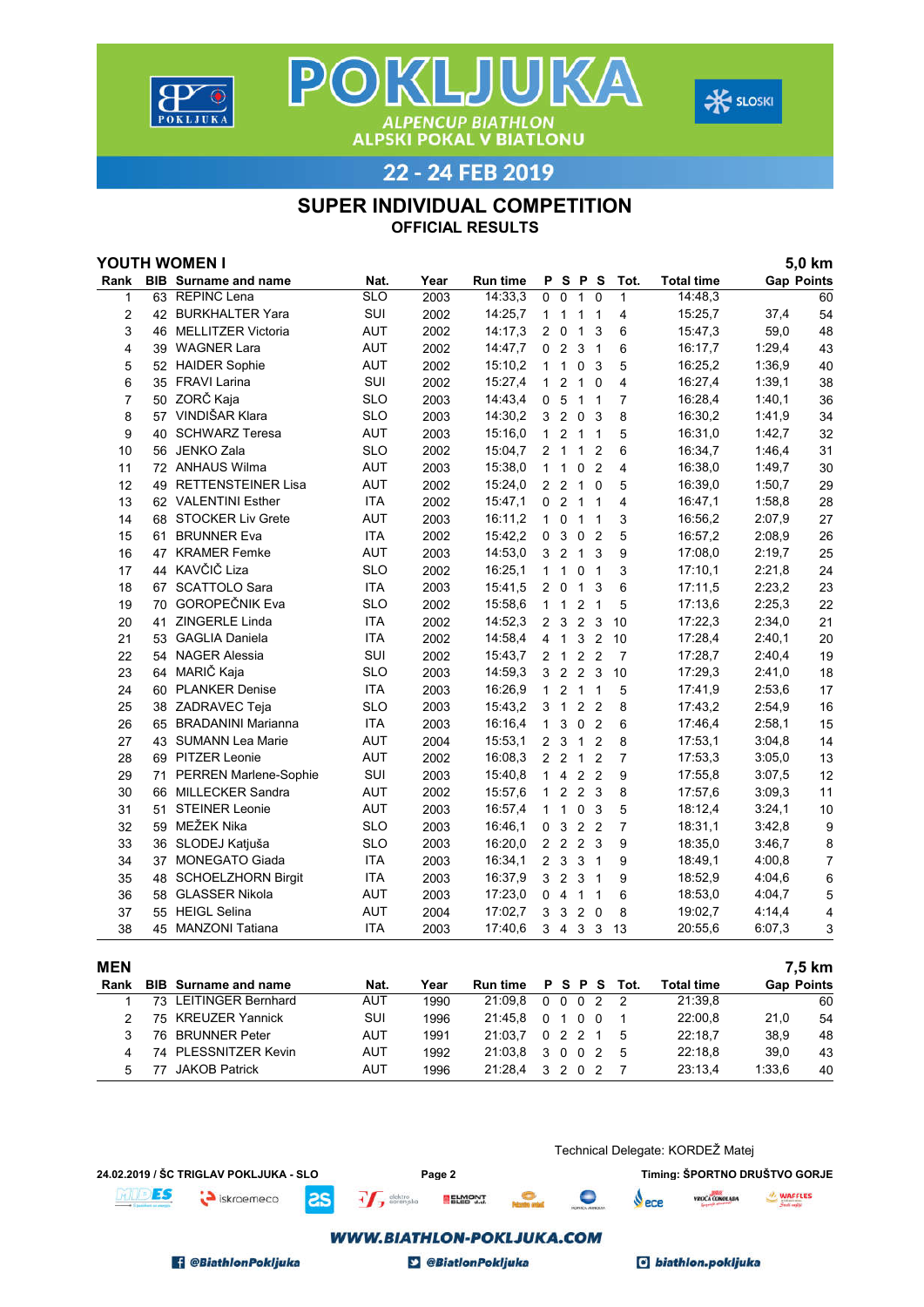# POKLJUKA

ALPENCUP BIATHLON
ALPSKI POKAL V BIATLONU

## 22 - 24 FEB 2019

## SUPER INDIVIDUAL COMPETITION

### OFFICIAL RESULTS

### YOUTH WOMEN I — 5,0 km

| Rank | BIB | Surname and name | Nat. | Year | Run time | P | S | P | S | Tot. | Total time | Gap | Points |
|---|---|---|---|---|---|---|---|---|---|---|---|---|---|
| 1 | 63 | REPINC Lena | SLO | 2003 | 14:33,3 | 0 | 0 | 1 | 0 | 1 | 14:48,3 | | 60 |
| 2 | 42 | BURKHALTER Yara | SUI | 2002 | 14:25,7 | 1 | 1 | 1 | 1 | 4 | 15:25,7 | 37,4 | 54 |
| 3 | 46 | MELLITZER Victoria | AUT | 2002 | 14:17,3 | 2 | 0 | 1 | 3 | 6 | 15:47,3 | 59,0 | 48 |
| 4 | 39 | WAGNER Lara | AUT | 2002 | 14:47,7 | 0 | 2 | 3 | 1 | 6 | 16:17,7 | 1:29,4 | 43 |
| 5 | 52 | HAIDER Sophie | AUT | 2002 | 15:10,2 | 1 | 1 | 0 | 3 | 5 | 16:25,2 | 1:36,9 | 40 |
| 6 | 35 | FRAVI Larina | SUI | 2002 | 15:27,4 | 1 | 2 | 1 | 0 | 4 | 16:27,4 | 1:39,1 | 38 |
| 7 | 50 | ZORČ Kaja | SLO | 2003 | 14:43,4 | 0 | 5 | 1 | 1 | 7 | 16:28,4 | 1:40,1 | 36 |
| 8 | 57 | VINDIŠAR Klara | SLO | 2003 | 14:30,2 | 3 | 2 | 0 | 3 | 8 | 16:30,2 | 1:41,9 | 34 |
| 9 | 40 | SCHWARZ Teresa | AUT | 2003 | 15:16,0 | 1 | 2 | 1 | 1 | 5 | 16:31,0 | 1:42,7 | 32 |
| 10 | 56 | JENKO Zala | SLO | 2002 | 15:04,7 | 2 | 1 | 1 | 2 | 6 | 16:34,7 | 1:46,4 | 31 |
| 11 | 72 | ANHAUS Wilma | AUT | 2003 | 15:38,0 | 1 | 1 | 0 | 2 | 4 | 16:38,0 | 1:49,7 | 30 |
| 12 | 49 | RETTENSTEINER Lisa | AUT | 2002 | 15:24,0 | 2 | 2 | 1 | 0 | 5 | 16:39,0 | 1:50,7 | 29 |
| 13 | 62 | VALENTINI Esther | ITA | 2002 | 15:47,1 | 0 | 2 | 1 | 1 | 4 | 16:47,1 | 1:58,8 | 28 |
| 14 | 68 | STOCKER Liv Grete | AUT | 2003 | 16:11,2 | 1 | 0 | 1 | 1 | 3 | 16:56,2 | 2:07,9 | 27 |
| 15 | 61 | BRUNNER Eva | ITA | 2002 | 15:42,2 | 0 | 3 | 0 | 2 | 5 | 16:57,2 | 2:08,9 | 26 |
| 16 | 47 | KRAMER Femke | AUT | 2003 | 14:53,0 | 3 | 2 | 1 | 3 | 9 | 17:08,0 | 2:19,7 | 25 |
| 17 | 44 | KAVČIČ Liza | SLO | 2002 | 16:25,1 | 1 | 1 | 0 | 1 | 3 | 17:10,1 | 2:21,8 | 24 |
| 18 | 67 | SCATTOLO Sara | ITA | 2003 | 15:41,5 | 2 | 0 | 1 | 3 | 6 | 17:11,5 | 2:23,2 | 23 |
| 19 | 70 | GOROPEČNIK Eva | SLO | 2002 | 15:58,6 | 1 | 1 | 2 | 1 | 5 | 17:13,6 | 2:25,3 | 22 |
| 20 | 41 | ZINGERLE Linda | ITA | 2002 | 14:52,3 | 2 | 3 | 2 | 3 | 10 | 17:22,3 | 2:34,0 | 21 |
| 21 | 53 | GAGLIA Daniela | ITA | 2002 | 14:58,4 | 4 | 1 | 3 | 2 | 10 | 17:28,4 | 2:40,1 | 20 |
| 22 | 54 | NAGER Alessia | SUI | 2002 | 15:43,7 | 2 | 1 | 2 | 2 | 7 | 17:28,7 | 2:40,4 | 19 |
| 23 | 64 | MARIČ Kaja | SLO | 2003 | 14:59,3 | 3 | 2 | 2 | 3 | 10 | 17:29,3 | 2:41,0 | 18 |
| 24 | 60 | PLANKER Denise | ITA | 2003 | 16:26,9 | 1 | 2 | 1 | 1 | 5 | 17:41,9 | 2:53,6 | 17 |
| 25 | 38 | ZADRAVEC Teja | SLO | 2003 | 15:43,2 | 3 | 1 | 2 | 2 | 8 | 17:43,2 | 2:54,9 | 16 |
| 26 | 65 | BRADANINI Marianna | ITA | 2003 | 16:16,4 | 1 | 3 | 0 | 2 | 6 | 17:46,4 | 2:58,1 | 15 |
| 27 | 43 | SUMANN Lea Marie | AUT | 2004 | 15:53,1 | 2 | 3 | 1 | 2 | 8 | 17:53,1 | 3:04,8 | 14 |
| 28 | 69 | PITZER Leonie | AUT | 2002 | 16:08,3 | 2 | 2 | 1 | 2 | 7 | 17:53,3 | 3:05,0 | 13 |
| 29 | 71 | PERREN Marlene-Sophie | SUI | 2003 | 15:40,8 | 1 | 4 | 2 | 2 | 9 | 17:55,8 | 3:07,5 | 12 |
| 30 | 66 | MILLECKER Sandra | AUT | 2002 | 15:57,6 | 1 | 2 | 2 | 3 | 8 | 17:57,6 | 3:09,3 | 11 |
| 31 | 51 | STEINER Leonie | AUT | 2003 | 16:57,4 | 1 | 1 | 0 | 3 | 5 | 18:12,4 | 3:24,1 | 10 |
| 32 | 59 | MEŽEK Nika | SLO | 2003 | 16:46,1 | 0 | 3 | 2 | 2 | 7 | 18:31,1 | 3:42,8 | 9 |
| 33 | 36 | SLODEJ Katjuša | SLO | 2003 | 16:20,0 | 2 | 2 | 2 | 3 | 9 | 18:35,0 | 3:46,7 | 8 |
| 34 | 37 | MONEGATO Giada | ITA | 2003 | 16:34,1 | 2 | 3 | 3 | 1 | 9 | 18:49,1 | 4:00,8 | 7 |
| 35 | 48 | SCHOELZHORN Birgit | ITA | 2003 | 16:37,9 | 3 | 2 | 3 | 1 | 9 | 18:52,9 | 4:04,6 | 6 |
| 36 | 58 | GLASSER Nikola | AUT | 2003 | 17:23,0 | 0 | 4 | 1 | 1 | 6 | 18:53,0 | 4:04,7 | 5 |
| 37 | 55 | HEIGL Selina | AUT | 2004 | 17:02,7 | 3 | 3 | 2 | 0 | 8 | 19:02,7 | 4:14,4 | 4 |
| 38 | 45 | MANZONI Tatiana | ITA | 2003 | 17:40,6 | 3 | 4 | 3 | 3 | 13 | 20:55,6 | 6:07,3 | 3 |

### MEN — 7,5 km

| Rank | BIB | Surname and name | Nat. | Year | Run time | P | S | P | S | Tot. | Total time | Gap | Points |
|---|---|---|---|---|---|---|---|---|---|---|---|---|---|
| 1 | 73 | LEITINGER Bernhard | AUT | 1990 | 21:09,8 | 0 | 0 | 0 | 2 | 2 | 21:39,8 | | 60 |
| 2 | 75 | KREUZER Yannick | SUI | 1996 | 21:45,8 | 0 | 1 | 0 | 0 | 1 | 22:00,8 | 21,0 | 54 |
| 3 | 76 | BRUNNER Peter | AUT | 1991 | 21:03,7 | 0 | 2 | 2 | 1 | 5 | 22:18,7 | 38,9 | 48 |
| 4 | 74 | PLESSNITZER Kevin | AUT | 1992 | 21:03,8 | 3 | 0 | 0 | 2 | 5 | 22:18,8 | 39,0 | 43 |
| 5 | 77 | JAKOB Patrick | AUT | 1996 | 21:28,4 | 3 | 2 | 0 | 2 | 7 | 23:13,4 | 1:33,6 | 40 |

Technical Delegate: KORDEŽ Matej

24.02.2019 / ŠC TRIGLAV POKLJUKA - SLO

Timing: ŠPORTNO DRUŠTVO GORJE

WWW.BIATHLON-POKLJUKA.COM

@BiathlonPokljuka — @BiatlonPokljuka — biathlon.pokljuka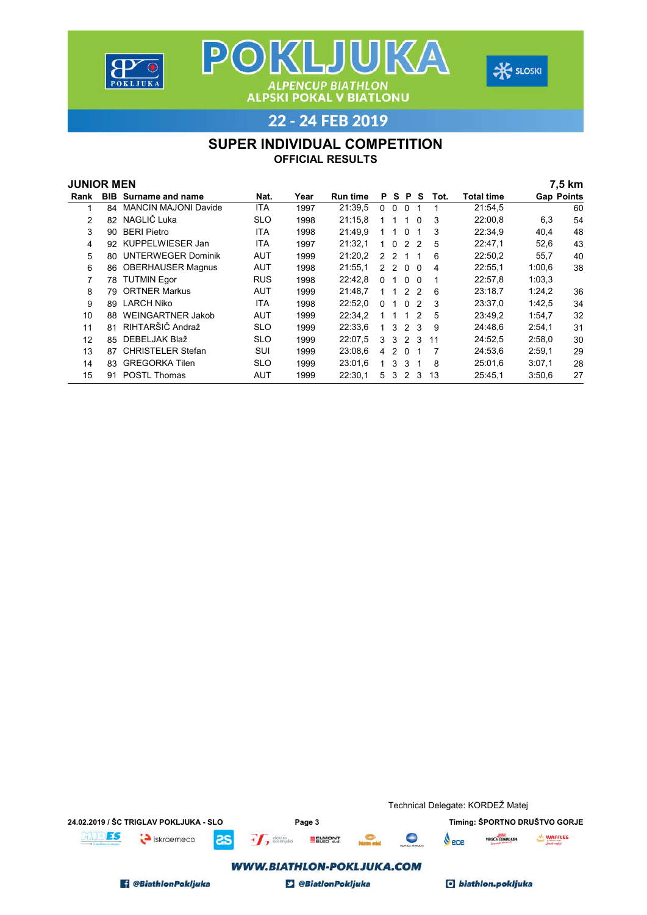# POKLJUKA

ALPENCUP BIATHLON
ALPSKI POKAL V BIATLONU

22 - 24 FEB 2019

## SUPER INDIVIDUAL COMPETITION

### OFFICIAL RESULTS

**JUNIOR MEN** — **7,5 km**

| Rank | BIB | Surname and name | Nat. | Year | Run time | P | S | P | S | Tot. | Total time | Gap | Points |
|---|---|---|---|---|---|---|---|---|---|---|---|---|---|
| 1 | 84 | MANCIN MAJONI Davide | ITA | 1997 | 21:39,5 | 0 | 0 | 0 | 1 | 1 | 21:54,5 | | 60 |
| 2 | 82 | NAGLIČ Luka | SLO | 1998 | 21:15,8 | 1 | 1 | 1 | 0 | 3 | 22:00,8 | 6,3 | 54 |
| 3 | 90 | BERI Pietro | ITA | 1998 | 21:49,9 | 1 | 1 | 0 | 1 | 3 | 22:34,9 | 40,4 | 48 |
| 4 | 92 | KUPPELWIESER Jan | ITA | 1997 | 21:32,1 | 1 | 0 | 2 | 2 | 5 | 22:47,1 | 52,6 | 43 |
| 5 | 80 | UNTERWEGER Dominik | AUT | 1999 | 21:20,2 | 2 | 2 | 1 | 1 | 6 | 22:50,2 | 55,7 | 40 |
| 6 | 86 | OBERHAUSER Magnus | AUT | 1998 | 21:55,1 | 2 | 2 | 0 | 0 | 4 | 22:55,1 | 1:00,6 | 38 |
| 7 | 78 | TUTMIN Egor | RUS | 1998 | 22:42,8 | 0 | 1 | 0 | 0 | 1 | 22:57,8 | 1:03,3 | |
| 8 | 79 | ORTNER Markus | AUT | 1999 | 21:48,7 | 1 | 1 | 2 | 2 | 6 | 23:18,7 | 1:24,2 | 36 |
| 9 | 89 | LARCH Niko | ITA | 1998 | 22:52,0 | 0 | 1 | 0 | 2 | 3 | 23:37,0 | 1:42,5 | 34 |
| 10 | 88 | WEINGARTNER Jakob | AUT | 1999 | 22:34,2 | 1 | 1 | 1 | 2 | 5 | 23:49,2 | 1:54,7 | 32 |
| 11 | 81 | RIHTARŠIČ Andraž | SLO | 1999 | 22:33,6 | 1 | 3 | 2 | 3 | 9 | 24:48,6 | 2:54,1 | 31 |
| 12 | 85 | DEBELJAK Blaž | SLO | 1999 | 22:07,5 | 3 | 3 | 2 | 3 | 11 | 24:52,5 | 2:58,0 | 30 |
| 13 | 87 | CHRISTELER Stefan | SUI | 1999 | 23:08,6 | 4 | 2 | 0 | 1 | 7 | 24:53,6 | 2:59,1 | 29 |
| 14 | 83 | GREGORKA Tilen | SLO | 1999 | 23:01,6 | 1 | 3 | 3 | 1 | 8 | 25:01,6 | 3:07,1 | 28 |
| 15 | 91 | POSTL Thomas | AUT | 1999 | 22:30,1 | 5 | 3 | 2 | 3 | 13 | 25:45,1 | 3:50,6 | 27 |

Technical Delegate: KORDEŽ Matej

24.02.2019 / ŠC TRIGLAV POKLJUKA - SLO

Timing: ŠPORTNO DRUŠTVO GORJE

WWW.BIATHLON-POKLJUKA.COM

@BiathlonPokljuka @BiatlonPokljuka biathlon.pokljuka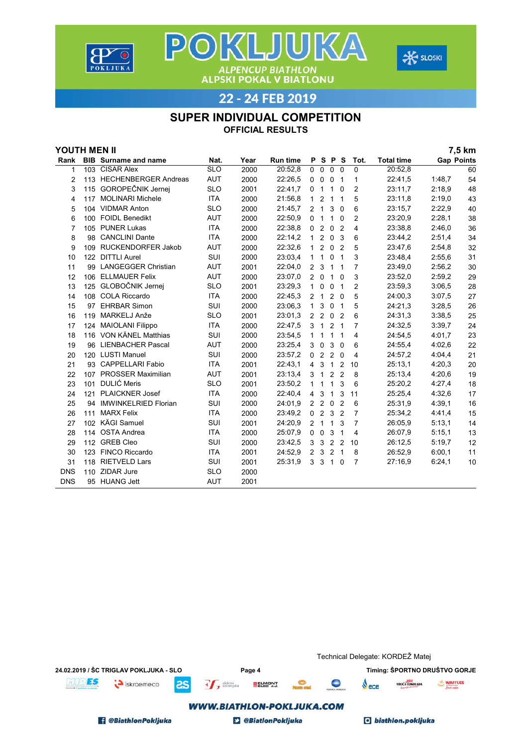# POKLJUKA

ALPENCUP BIATHLON
ALPSKI POKAL V BIATLONU

22 - 24 FEB 2019

## SUPER INDIVIDUAL COMPETITION

### OFFICIAL RESULTS

**YOUTH MEN II** — **7,5 km**

| Rank | BIB | Surname and name | Nat. | Year | Run time | P | S | P | S | Tot. | Total time | Gap | Points |
|---|---|---|---|---|---|---|---|---|---|---|---|---|---|
| 1 | 103 | CISAR Alex | SLO | 2000 | 20:52,8 | 0 | 0 | 0 | 0 | 0 | 20:52,8 | | 60 |
| 2 | 113 | HECHENBERGER Andreas | AUT | 2000 | 22:26,5 | 0 | 0 | 0 | 1 | 1 | 22:41,5 | 1:48,7 | 54 |
| 3 | 115 | GOROPEČNIK Jernej | SLO | 2001 | 22:41,7 | 0 | 1 | 1 | 0 | 2 | 23:11,7 | 2:18,9 | 48 |
| 4 | 117 | MOLINARI Michele | ITA | 2000 | 21:56,8 | 1 | 2 | 1 | 1 | 5 | 23:11,8 | 2:19,0 | 43 |
| 5 | 104 | VIDMAR Anton | SLO | 2000 | 21:45,7 | 2 | 1 | 3 | 0 | 6 | 23:15,7 | 2:22,9 | 40 |
| 6 | 100 | FOIDL Benedikt | AUT | 2000 | 22:50,9 | 0 | 1 | 1 | 0 | 2 | 23:20,9 | 2:28,1 | 38 |
| 7 | 105 | PUNER Lukas | ITA | 2000 | 22:38,8 | 0 | 2 | 0 | 2 | 4 | 23:38,8 | 2:46,0 | 36 |
| 8 | 98 | CANCLINI Dante | ITA | 2000 | 22:14,2 | 1 | 2 | 0 | 3 | 6 | 23:44,2 | 2:51,4 | 34 |
| 9 | 109 | RUCKENDORFER Jakob | AUT | 2000 | 22:32,6 | 1 | 2 | 0 | 2 | 5 | 23:47,6 | 2:54,8 | 32 |
| 10 | 122 | DITTLI Aurel | SUI | 2000 | 23:03,4 | 1 | 1 | 0 | 1 | 3 | 23:48,4 | 2:55,6 | 31 |
| 11 | 99 | LANGEGGER Christian | AUT | 2001 | 22:04,0 | 2 | 3 | 1 | 1 | 7 | 23:49,0 | 2:56,2 | 30 |
| 12 | 106 | ELLMAUER Felix | AUT | 2000 | 23:07,0 | 2 | 0 | 1 | 0 | 3 | 23:52,0 | 2:59,2 | 29 |
| 13 | 125 | GLOBOČNIK Jernej | SLO | 2001 | 23:29,3 | 1 | 0 | 0 | 1 | 2 | 23:59,3 | 3:06,5 | 28 |
| 14 | 108 | COLA Riccardo | ITA | 2000 | 22:45,3 | 2 | 1 | 2 | 0 | 5 | 24:00,3 | 3:07,5 | 27 |
| 15 | 97 | EHRBAR Simon | SUI | 2000 | 23:06,3 | 1 | 3 | 0 | 1 | 5 | 24:21,3 | 3:28,5 | 26 |
| 16 | 119 | MARKELJ Anže | SLO | 2001 | 23:01,3 | 2 | 2 | 0 | 2 | 6 | 24:31,3 | 3:38,5 | 25 |
| 17 | 124 | MAIOLANI Filippo | ITA | 2000 | 22:47,5 | 3 | 1 | 2 | 1 | 7 | 24:32,5 | 3:39,7 | 24 |
| 18 | 116 | VON KÄNEL Matthias | SUI | 2000 | 23:54,5 | 1 | 1 | 1 | 1 | 4 | 24:54,5 | 4:01,7 | 23 |
| 19 | 96 | LIENBACHER Pascal | AUT | 2000 | 23:25,4 | 3 | 0 | 3 | 0 | 6 | 24:55,4 | 4:02,6 | 22 |
| 20 | 120 | LUSTI Manuel | SUI | 2000 | 23:57,2 | 0 | 2 | 2 | 0 | 4 | 24:57,2 | 4:04,4 | 21 |
| 21 | 93 | CAPPELLARI Fabio | ITA | 2001 | 22:43,1 | 4 | 3 | 1 | 2 | 10 | 25:13,1 | 4:20,3 | 20 |
| 22 | 107 | PROSSER Maximilian | AUT | 2001 | 23:13,4 | 3 | 1 | 2 | 2 | 8 | 25:13,4 | 4:20,6 | 19 |
| 23 | 101 | DULIĆ Meris | SLO | 2001 | 23:50,2 | 1 | 1 | 1 | 3 | 6 | 25:20,2 | 4:27,4 | 18 |
| 24 | 121 | PLAICKNER Josef | ITA | 2000 | 22:40,4 | 4 | 3 | 1 | 3 | 11 | 25:25,4 | 4:32,6 | 17 |
| 25 | 94 | IMWINKELRIED Florian | SUI | 2000 | 24:01,9 | 2 | 2 | 0 | 2 | 6 | 25:31,9 | 4:39,1 | 16 |
| 26 | 111 | MARX Felix | ITA | 2000 | 23:49,2 | 0 | 2 | 3 | 2 | 7 | 25:34,2 | 4:41,4 | 15 |
| 27 | 102 | KÄGI Samuel | SUI | 2001 | 24:20,9 | 2 | 1 | 1 | 3 | 7 | 26:05,9 | 5:13,1 | 14 |
| 28 | 114 | OSTA Andrea | ITA | 2000 | 25:07,9 | 0 | 0 | 3 | 1 | 4 | 26:07,9 | 5:15,1 | 13 |
| 29 | 112 | GREB Cleo | SUI | 2000 | 23:42,5 | 3 | 3 | 2 | 2 | 10 | 26:12,5 | 5:19,7 | 12 |
| 30 | 123 | FINCO Riccardo | ITA | 2001 | 24:52,9 | 2 | 3 | 2 | 1 | 8 | 26:52,9 | 6:00,1 | 11 |
| 31 | 118 | RIETVELD Lars | SUI | 2001 | 25:31,9 | 3 | 3 | 1 | 0 | 7 | 27:16,9 | 6:24,1 | 10 |
| DNS | 110 | ZIDAR Jure | SLO | 2000 | | | | | | | | | |
| DNS | 95 | HUANG Jett | AUT | 2001 | | | | | | | | | |

Technical Delegate: KORDEŽ Matej

24.02.2019 / ŠC TRIGLAV POKLJUKA - SLO

Timing: ŠPORTNO DRUŠTVO GORJE

WWW.BIATHLON-POKLJUKA.COM

@BiathlonPokljuka — @BiatlonPokljuka — biathlon.pokljuka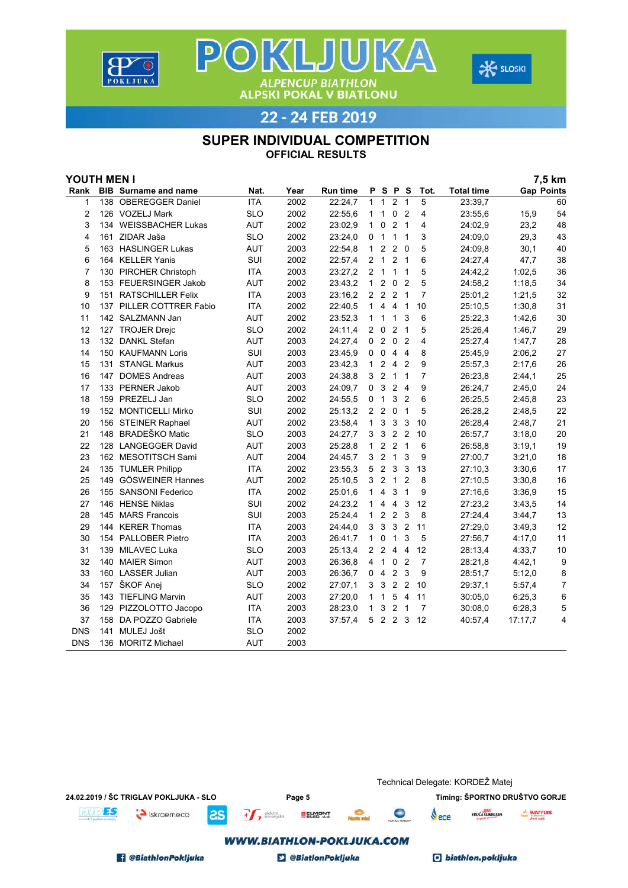# POKLJUKA

ALPENCUP BIATHLON
ALPSKI POKAL V BIATLONU

22 - 24 FEB 2019

## SUPER INDIVIDUAL COMPETITION

### OFFICIAL RESULTS

**YOUTH MEN I** — **7,5 km**

| Rank | BIB | Surname and name | Nat. | Year | Run time | P | S | P | S | Tot. | Total time | Gap | Points |
|---|---|---|---|---|---|---|---|---|---|---|---|---|---|
| 1 | 138 | OBEREGGER Daniel | ITA | 2002 | 22:24,7 | 1 | 1 | 2 | 1 | 5 | 23:39,7 | | 60 |
| 2 | 126 | VOZELJ Mark | SLO | 2002 | 22:55,6 | 1 | 1 | 0 | 2 | 4 | 23:55,6 | 15,9 | 54 |
| 3 | 134 | WEISSBACHER Lukas | AUT | 2002 | 23:02,9 | 1 | 0 | 2 | 1 | 4 | 24:02,9 | 23,2 | 48 |
| 4 | 161 | ZIDAR Jaša | SLO | 2002 | 23:24,0 | 0 | 1 | 1 | 1 | 3 | 24:09,0 | 29,3 | 43 |
| 5 | 163 | HASLINGER Lukas | AUT | 2003 | 22:54,8 | 1 | 2 | 2 | 0 | 5 | 24:09,8 | 30,1 | 40 |
| 6 | 164 | KELLER Yanis | SUI | 2002 | 22:57,4 | 2 | 1 | 2 | 1 | 6 | 24:27,4 | 47,7 | 38 |
| 7 | 130 | PIRCHER Christoph | ITA | 2003 | 23:27,2 | 2 | 1 | 1 | 1 | 5 | 24:42,2 | 1:02,5 | 36 |
| 8 | 153 | FEUERSINGER Jakob | AUT | 2002 | 23:43,2 | 1 | 2 | 0 | 2 | 5 | 24:58,2 | 1:18,5 | 34 |
| 9 | 151 | RATSCHILLER Felix | ITA | 2003 | 23:16,2 | 2 | 2 | 2 | 1 | 7 | 25:01,2 | 1:21,5 | 32 |
| 10 | 137 | PILLER COTTRER Fabio | ITA | 2002 | 22:40,5 | 1 | 4 | 4 | 1 | 10 | 25:10,5 | 1:30,8 | 31 |
| 11 | 142 | SALZMANN Jan | AUT | 2002 | 23:52,3 | 1 | 1 | 1 | 3 | 6 | 25:22,3 | 1:42,6 | 30 |
| 12 | 127 | TROJER Drejc | SLO | 2002 | 24:11,4 | 2 | 0 | 2 | 1 | 5 | 25:26,4 | 1:46,7 | 29 |
| 13 | 132 | DANKL Stefan | AUT | 2003 | 24:27,4 | 0 | 2 | 0 | 2 | 4 | 25:27,4 | 1:47,7 | 28 |
| 14 | 150 | KAUFMANN Loris | SUI | 2003 | 23:45,9 | 0 | 0 | 4 | 4 | 8 | 25:45,9 | 2:06,2 | 27 |
| 15 | 131 | STANGL Markus | AUT | 2003 | 23:42,3 | 1 | 2 | 4 | 2 | 9 | 25:57,3 | 2:17,6 | 26 |
| 16 | 147 | DOMES Andreas | AUT | 2003 | 24:38,8 | 3 | 2 | 1 | 1 | 7 | 26:23,8 | 2:44,1 | 25 |
| 17 | 133 | PERNER Jakob | AUT | 2003 | 24:09,7 | 0 | 3 | 2 | 4 | 9 | 26:24,7 | 2:45,0 | 24 |
| 18 | 159 | PREZELJ Jan | SLO | 2002 | 24:55,5 | 0 | 1 | 3 | 2 | 6 | 26:25,5 | 2:45,8 | 23 |
| 19 | 152 | MONTICELLI Mirko | SUI | 2002 | 25:13,2 | 2 | 2 | 0 | 1 | 5 | 26:28,2 | 2:48,5 | 22 |
| 20 | 156 | STEINER Raphael | AUT | 2002 | 23:58,4 | 1 | 3 | 3 | 3 | 10 | 26:28,4 | 2:48,7 | 21 |
| 21 | 148 | BRADEŠKO Matic | SLO | 2003 | 24:27,7 | 3 | 3 | 2 | 2 | 10 | 26:57,7 | 3:18,0 | 20 |
| 22 | 128 | LANGEGGER David | AUT | 2003 | 25:28,8 | 1 | 2 | 2 | 1 | 6 | 26:58,8 | 3:19,1 | 19 |
| 23 | 162 | MESOTITSCH Sami | AUT | 2004 | 24:45,7 | 3 | 2 | 1 | 3 | 9 | 27:00,7 | 3:21,0 | 18 |
| 24 | 135 | TUMLER Philipp | ITA | 2002 | 23:55,3 | 5 | 2 | 3 | 3 | 13 | 27:10,3 | 3:30,6 | 17 |
| 25 | 149 | GÖSWEINER Hannes | AUT | 2002 | 25:10,5 | 3 | 2 | 1 | 2 | 8 | 27:10,5 | 3:30,8 | 16 |
| 26 | 155 | SANSONI Federico | ITA | 2002 | 25:01,6 | 1 | 4 | 3 | 1 | 9 | 27:16,6 | 3:36,9 | 15 |
| 27 | 146 | HENSE Niklas | SUI | 2002 | 24:23,2 | 1 | 4 | 4 | 3 | 12 | 27:23,2 | 3:43,5 | 14 |
| 28 | 145 | MARS Francois | SUI | 2003 | 25:24,4 | 1 | 2 | 2 | 3 | 8 | 27:24,4 | 3:44,7 | 13 |
| 29 | 144 | KERER Thomas | ITA | 2003 | 24:44,0 | 3 | 3 | 3 | 2 | 11 | 27:29,0 | 3:49,3 | 12 |
| 30 | 154 | PALLOBER Pietro | ITA | 2003 | 26:41,7 | 1 | 0 | 1 | 3 | 5 | 27:56,7 | 4:17,0 | 11 |
| 31 | 139 | MILAVEC Luka | SLO | 2003 | 25:13,4 | 2 | 2 | 4 | 4 | 12 | 28:13,4 | 4:33,7 | 10 |
| 32 | 140 | MAIER Simon | AUT | 2003 | 26:36,8 | 4 | 1 | 0 | 2 | 7 | 28:21,8 | 4:42,1 | 9 |
| 33 | 160 | LASSER Julian | AUT | 2003 | 26:36,7 | 0 | 4 | 2 | 3 | 9 | 28:51,7 | 5:12,0 | 8 |
| 34 | 157 | ŠKOF Anej | SLO | 2002 | 27:07,1 | 3 | 3 | 2 | 2 | 10 | 29:37,1 | 5:57,4 | 7 |
| 35 | 143 | TIEFLING Marvin | AUT | 2003 | 27:20,0 | 1 | 1 | 5 | 4 | 11 | 30:05,0 | 6:25,3 | 6 |
| 36 | 129 | PIZZOLOTTO Jacopo | ITA | 2003 | 28:23,0 | 1 | 3 | 2 | 1 | 7 | 30:08,0 | 6:28,3 | 5 |
| 37 | 158 | DA POZZO Gabriele | ITA | 2003 | 37:57,4 | 5 | 2 | 2 | 3 | 12 | 40:57,4 | 17:17,7 | 4 |
| DNS | 141 | MULEJ Jošt | SLO | 2002 | | | | | | | | | |
| DNS | 136 | MORITZ Michael | AUT | 2003 | | | | | | | | | |

Technical Delegate: KORDEŽ Matej

24.02.2019 / ŠC TRIGLAV POKLJUKA - SLO

Timing: ŠPORTNO DRUŠTVO GORJE

WWW.BIATHLON-POKLJUKA.COM

@BiathlonPokljuka @BiatlonPokljuka biathlon.pokljuka